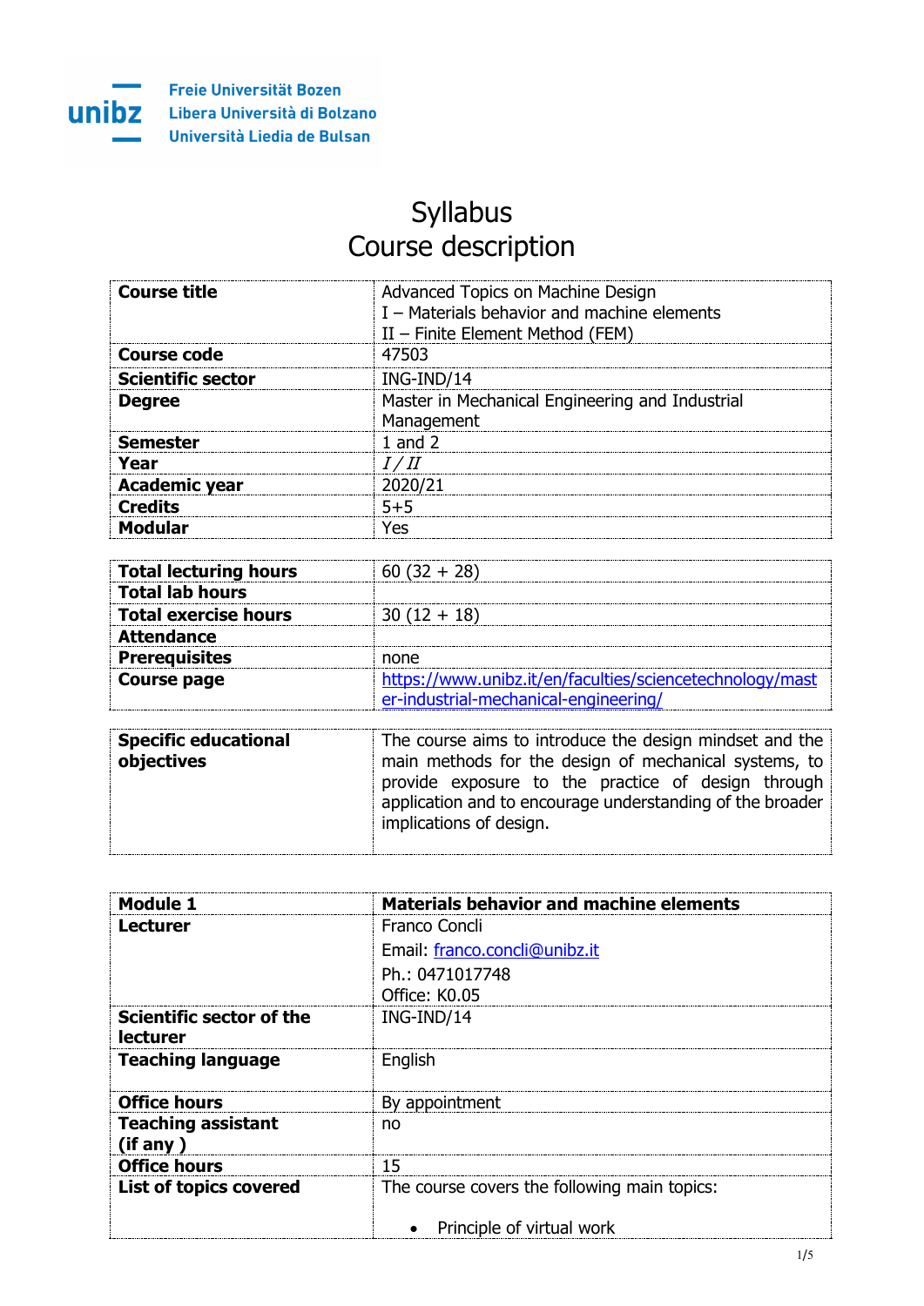Freie Universität Bozen
Libera Università di Bolzano
Università Liedia de Bulsan

# Syllabus
# Course description

| | |
|---|---|
| **Course title** | Advanced Topics on Machine Design<br>I – Materials behavior and machine elements<br>II – Finite Element Method (FEM) |
| **Course code** | 47503 |
| **Scientific sector** | ING-IND/14 |
| **Degree** | Master in Mechanical Engineering and Industrial Management |
| **Semester** | 1 and 2 |
| **Year** | *I / II* |
| **Academic year** | 2020/21 |
| **Credits** | 5+5 |
| **Modular** | Yes |

| | |
|---|---|
| **Total lecturing hours** | 60 (32 + 28) |
| **Total lab hours** | |
| **Total exercise hours** | 30 (12 + 18) |
| **Attendance** | |
| **Prerequisites** | none |
| **Course page** | https://www.unibz.it/en/faculties/sciencetechnology/master-industrial-mechanical-engineering/ |

| | |
|---|---|
| **Specific educational objectives** | The course aims to introduce the design mindset and the main methods for the design of mechanical systems, to provide exposure to the practice of design through application and to encourage understanding of the broader implications of design. |

| | |
|---|---|
| **Module 1** | **Materials behavior and machine elements** |
| **Lecturer** | Franco Concli<br>Email: franco.concli@unibz.it<br>Ph.: 0471017748<br>Office: K0.05 |
| **Scientific sector of the lecturer** | ING-IND/14 |
| **Teaching language** | English |
| **Office hours** | By appointment |
| **Teaching assistant (if any )** | no |
| **Office hours** | 15 |
| **List of topics covered** | The course covers the following main topics:<br>• Principle of virtual work |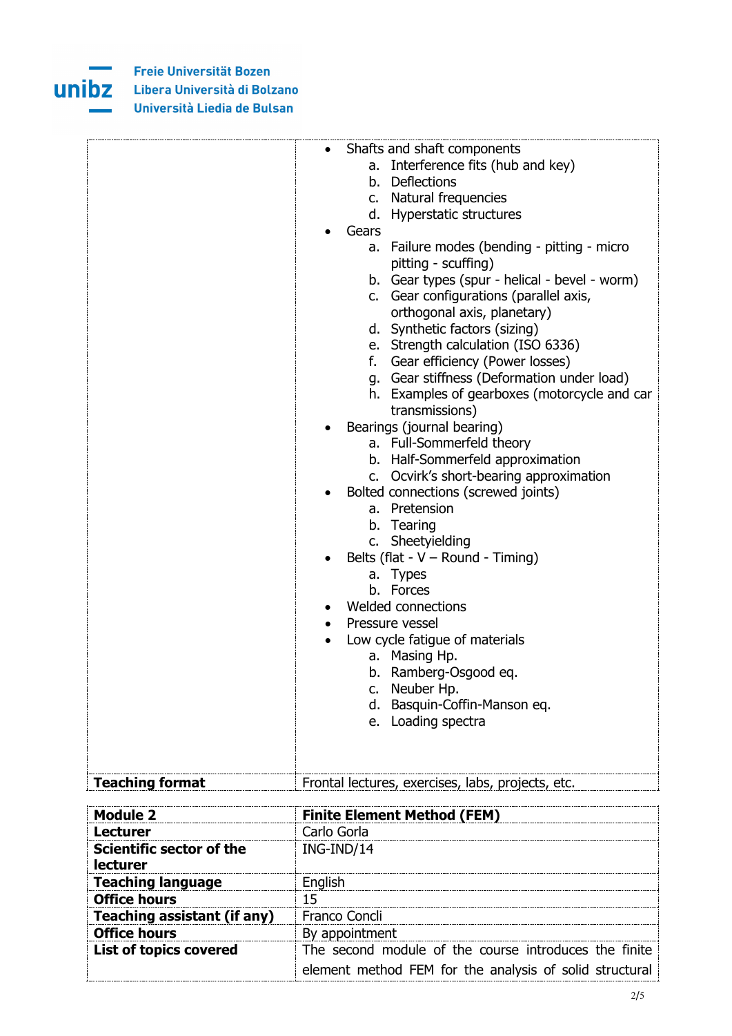| | |
|---|---|
| | • Shafts and shaft components<br>a. Interference fits (hub and key)<br>b. Deflections<br>c. Natural frequencies<br>d. Hyperstatic structures<br>• Gears<br>a. Failure modes (bending - pitting - micro pitting - scuffing)<br>b. Gear types (spur - helical - bevel - worm)<br>c. Gear configurations (parallel axis, orthogonal axis, planetary)<br>d. Synthetic factors (sizing)<br>e. Strength calculation (ISO 6336)<br>f. Gear efficiency (Power losses)<br>g. Gear stiffness (Deformation under load)<br>h. Examples of gearboxes (motorcycle and car transmissions)<br>• Bearings (journal bearing)<br>a. Full-Sommerfeld theory<br>b. Half-Sommerfeld approximation<br>c. Ocvirk's short-bearing approximation<br>• Bolted connections (screwed joints)<br>a. Pretension<br>b. Tearing<br>c. Sheetyielding<br>• Belts (flat - V – Round - Timing)<br>a. Types<br>b. Forces<br>• Welded connections<br>• Pressure vessel<br>• Low cycle fatigue of materials<br>a. Masing Hp.<br>b. Ramberg-Osgood eq.<br>c. Neuber Hp.<br>d. Basquin-Coffin-Manson eq.<br>e. Loading spectra |
| **Teaching format** | Frontal lectures, exercises, labs, projects, etc. |

| **Module 2** | **Finite Element Method (FEM)** |
|---|---|
| **Lecturer** | Carlo Gorla |
| **Scientific sector of the lecturer** | ING-IND/14 |
| **Teaching language** | English |
| **Office hours** | 15 |
| **Teaching assistant (if any)** | Franco Concli |
| **Office hours** | By appointment |
| **List of topics covered** | The second module of the course introduces the finite element method FEM for the analysis of solid structural |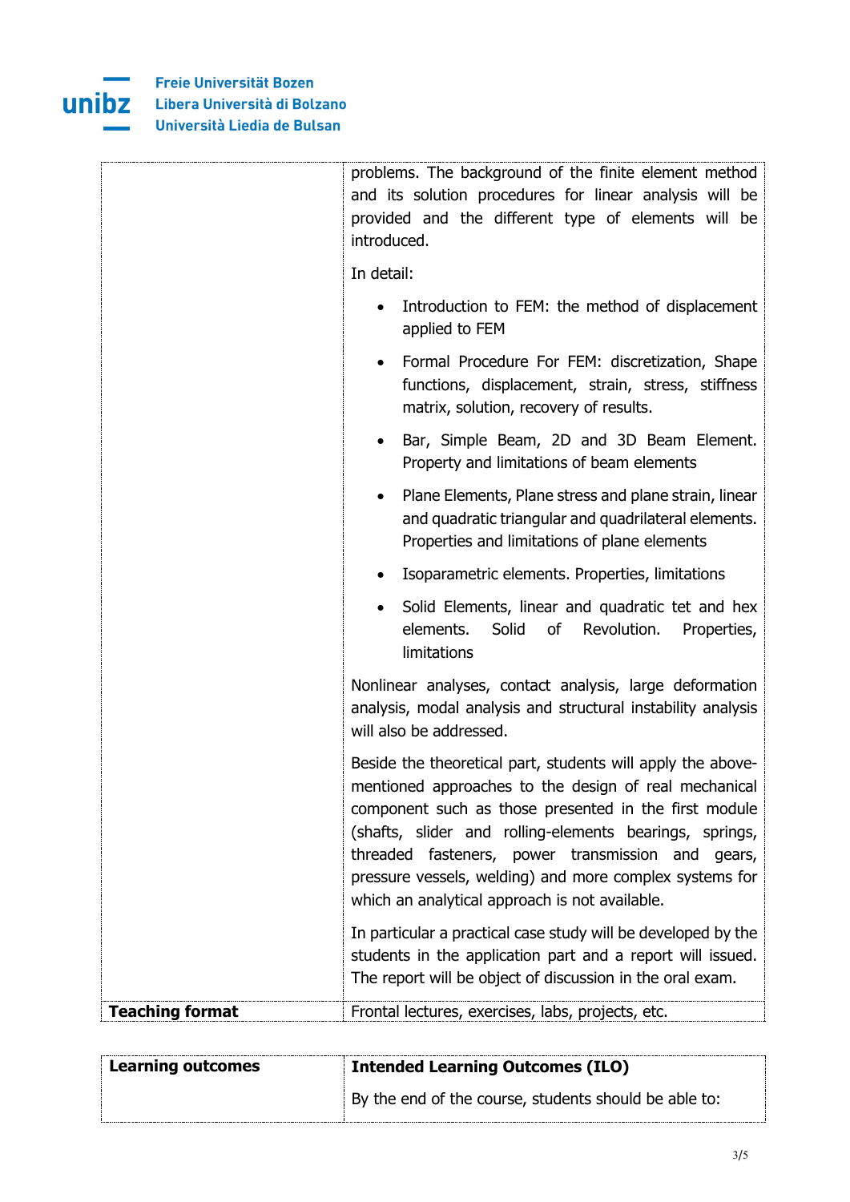| | |
|---|---|
| | problems. The background of the finite element method and its solution procedures for linear analysis will be provided and the different type of elements will be introduced.<br><br>In detail:<br><br>• Introduction to FEM: the method of displacement applied to FEM<br>• Formal Procedure For FEM: discretization, Shape functions, displacement, strain, stress, stiffness matrix, solution, recovery of results.<br>• Bar, Simple Beam, 2D and 3D Beam Element. Property and limitations of beam elements<br>• Plane Elements, Plane stress and plane strain, linear and quadratic triangular and quadrilateral elements. Properties and limitations of plane elements<br>• Isoparametric elements. Properties, limitations<br>• Solid Elements, linear and quadratic tet and hex elements. Solid of Revolution. Properties, limitations<br><br>Nonlinear analyses, contact analysis, large deformation analysis, modal analysis and structural instability analysis will also be addressed.<br><br>Beside the theoretical part, students will apply the above-mentioned approaches to the design of real mechanical component such as those presented in the first module (shafts, slider and rolling-elements bearings, springs, threaded fasteners, power transmission and gears, pressure vessels, welding) and more complex systems for which an analytical approach is not available.<br><br>In particular a practical case study will be developed by the students in the application part and a report will issued. The report will be object of discussion in the oral exam. |
| **Teaching format** | Frontal lectures, exercises, labs, projects, etc. |

| | |
|---|---|
| **Learning outcomes** | **Intended Learning Outcomes (ILO)**<br><br>By the end of the course, students should be able to: |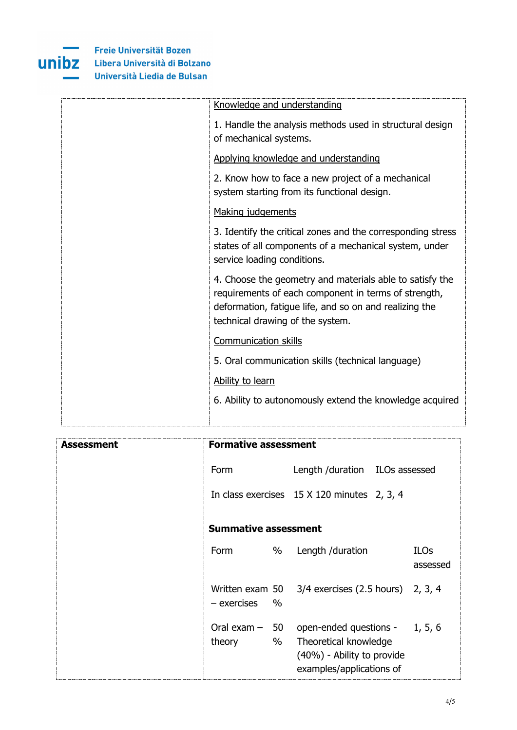| | Knowledge and understanding<br><br>1. Handle the analysis methods used in structural design of mechanical systems.<br><br>Applying knowledge and understanding<br><br>2. Know how to face a new project of a mechanical system starting from its functional design.<br><br>Making judgements<br><br>3. Identify the critical zones and the corresponding stress states of all components of a mechanical system, under service loading conditions.<br><br>4. Choose the geometry and materials able to satisfy the requirements of each component in terms of strength, deformation, fatigue life, and so on and realizing the technical drawing of the system.<br><br>Communication skills<br><br>5. Oral communication skills (technical language)<br><br>Ability to learn<br><br>6. Ability to autonomously extend the knowledge acquired |
|---|---|

**Assessment**

**Formative assessment**

| Form | Length /duration | ILOs assessed |
|---|---|---|
| In class exercises | 15 X 120 minutes | 2, 3, 4 |

**Summative assessment**

| Form | % | Length /duration | ILOs assessed |
|---|---|---|---|
| Written exam – exercises | 50 % | 3/4 exercises (2.5 hours) | 2, 3, 4 |
| Oral exam – theory | 50 % | open-ended questions - Theoretical knowledge (40%) - Ability to provide examples/applications of | 1, 5, 6 |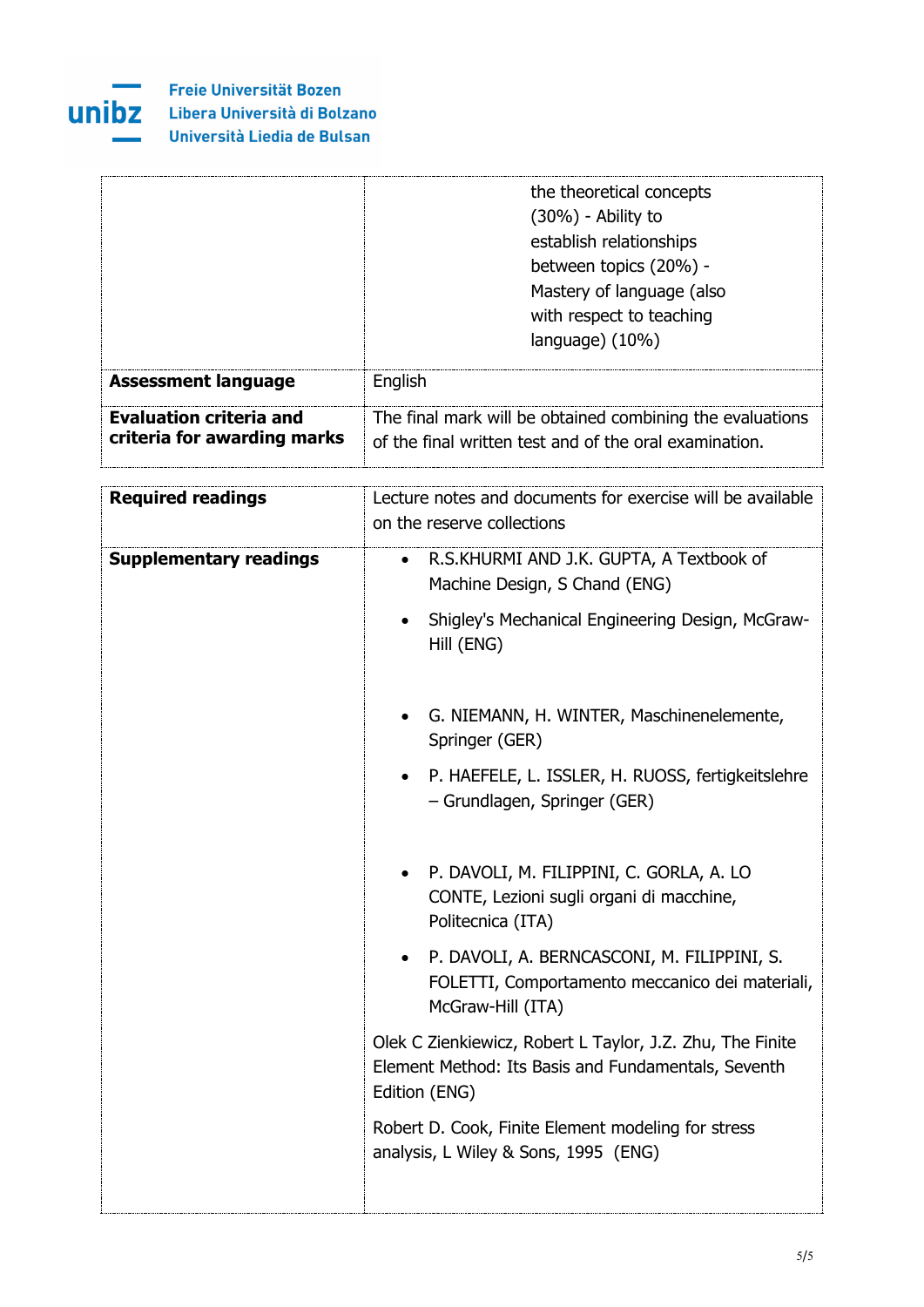| | |
|---|---|
| | the theoretical concepts (30%) - Ability to establish relationships between topics (20%) - Mastery of language (also with respect to teaching language) (10%) |
| **Assessment language** | English |
| **Evaluation criteria and criteria for awarding marks** | The final mark will be obtained combining the evaluations of the final written test and of the oral examination. |

| | |
|---|---|
| **Required readings** | Lecture notes and documents for exercise will be available on the reserve collections |
| **Supplementary readings** | • R.S.KHURMI AND J.K. GUPTA, A Textbook of Machine Design, S Chand (ENG)<br>• Shigley's Mechanical Engineering Design, McGraw-Hill (ENG)<br>• G. NIEMANN, H. WINTER, Maschinenelemente, Springer (GER)<br>• P. HAEFELE, L. ISSLER, H. RUOSS, fertigkeitslehre – Grundlagen, Springer (GER)<br>• P. DAVOLI, M. FILIPPINI, C. GORLA, A. LO CONTE, Lezioni sugli organi di macchine, Politecnica (ITA)<br>• P. DAVOLI, A. BERNCASCONI, M. FILIPPINI, S. FOLETTI, Comportamento meccanico dei materiali, McGraw-Hill (ITA)<br>Olek C Zienkiewicz, Robert L Taylor, J.Z. Zhu, The Finite Element Method: Its Basis and Fundamentals, Seventh Edition (ENG)<br>Robert D. Cook, Finite Element modeling for stress analysis, L Wiley & Sons, 1995 (ENG) |